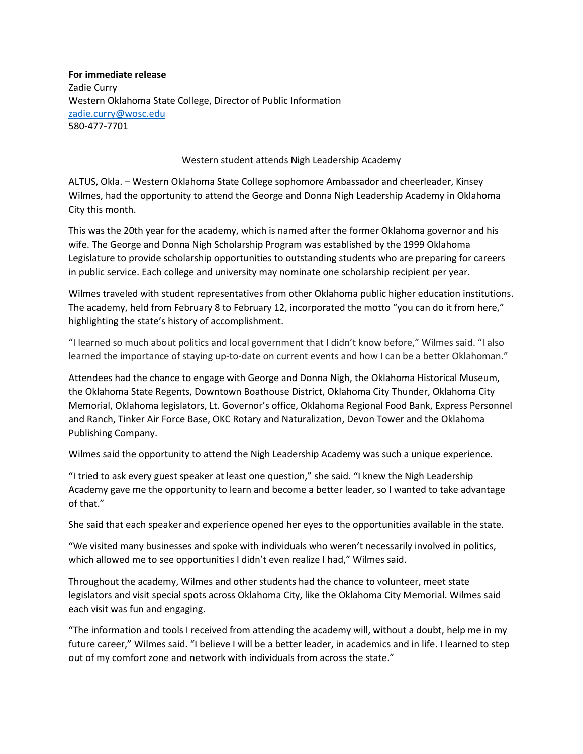**For immediate release**
Zadie Curry
Western Oklahoma State College, Director of Public Information
zadie.curry@wosc.edu
580-477-7701

Western student attends Nigh Leadership Academy

ALTUS, Okla. – Western Oklahoma State College sophomore Ambassador and cheerleader, Kinsey Wilmes, had the opportunity to attend the George and Donna Nigh Leadership Academy in Oklahoma City this month.

This was the 20th year for the academy, which is named after the former Oklahoma governor and his wife. The George and Donna Nigh Scholarship Program was established by the 1999 Oklahoma Legislature to provide scholarship opportunities to outstanding students who are preparing for careers in public service. Each college and university may nominate one scholarship recipient per year.

Wilmes traveled with student representatives from other Oklahoma public higher education institutions. The academy, held from February 8 to February 12, incorporated the motto "you can do it from here," highlighting the state's history of accomplishment.

"I learned so much about politics and local government that I didn't know before," Wilmes said. "I also learned the importance of staying up-to-date on current events and how I can be a better Oklahoman."

Attendees had the chance to engage with George and Donna Nigh, the Oklahoma Historical Museum, the Oklahoma State Regents, Downtown Boathouse District, Oklahoma City Thunder, Oklahoma City Memorial, Oklahoma legislators, Lt. Governor's office, Oklahoma Regional Food Bank, Express Personnel and Ranch, Tinker Air Force Base, OKC Rotary and Naturalization, Devon Tower and the Oklahoma Publishing Company.

Wilmes said the opportunity to attend the Nigh Leadership Academy was such a unique experience.

"I tried to ask every guest speaker at least one question," she said. "I knew the Nigh Leadership Academy gave me the opportunity to learn and become a better leader, so I wanted to take advantage of that."

She said that each speaker and experience opened her eyes to the opportunities available in the state.

"We visited many businesses and spoke with individuals who weren't necessarily involved in politics, which allowed me to see opportunities I didn't even realize I had," Wilmes said.

Throughout the academy, Wilmes and other students had the chance to volunteer, meet state legislators and visit special spots across Oklahoma City, like the Oklahoma City Memorial. Wilmes said each visit was fun and engaging.

"The information and tools I received from attending the academy will, without a doubt, help me in my future career," Wilmes said. "I believe I will be a better leader, in academics and in life. I learned to step out of my comfort zone and network with individuals from across the state."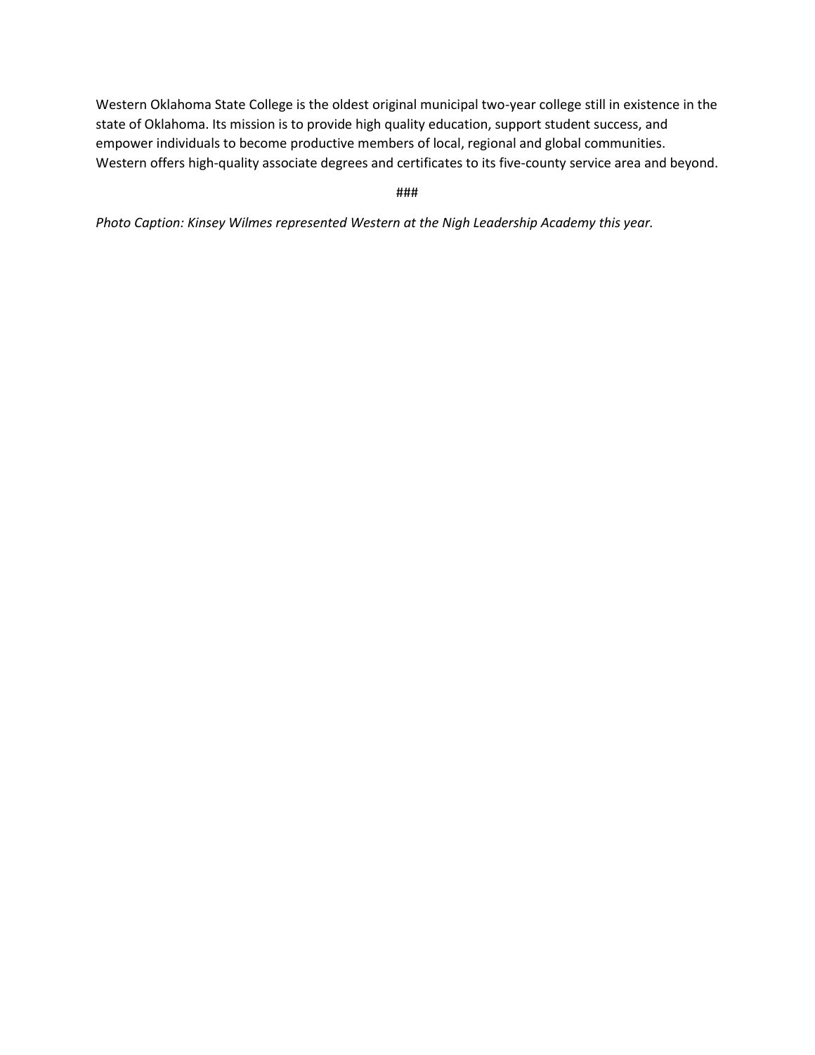Western Oklahoma State College is the oldest original municipal two-year college still in existence in the state of Oklahoma. Its mission is to provide high quality education, support student success, and empower individuals to become productive members of local, regional and global communities. Western offers high-quality associate degrees and certificates to its five-county service area and beyond.

###

*Photo Caption: Kinsey Wilmes represented Western at the Nigh Leadership Academy this year.*